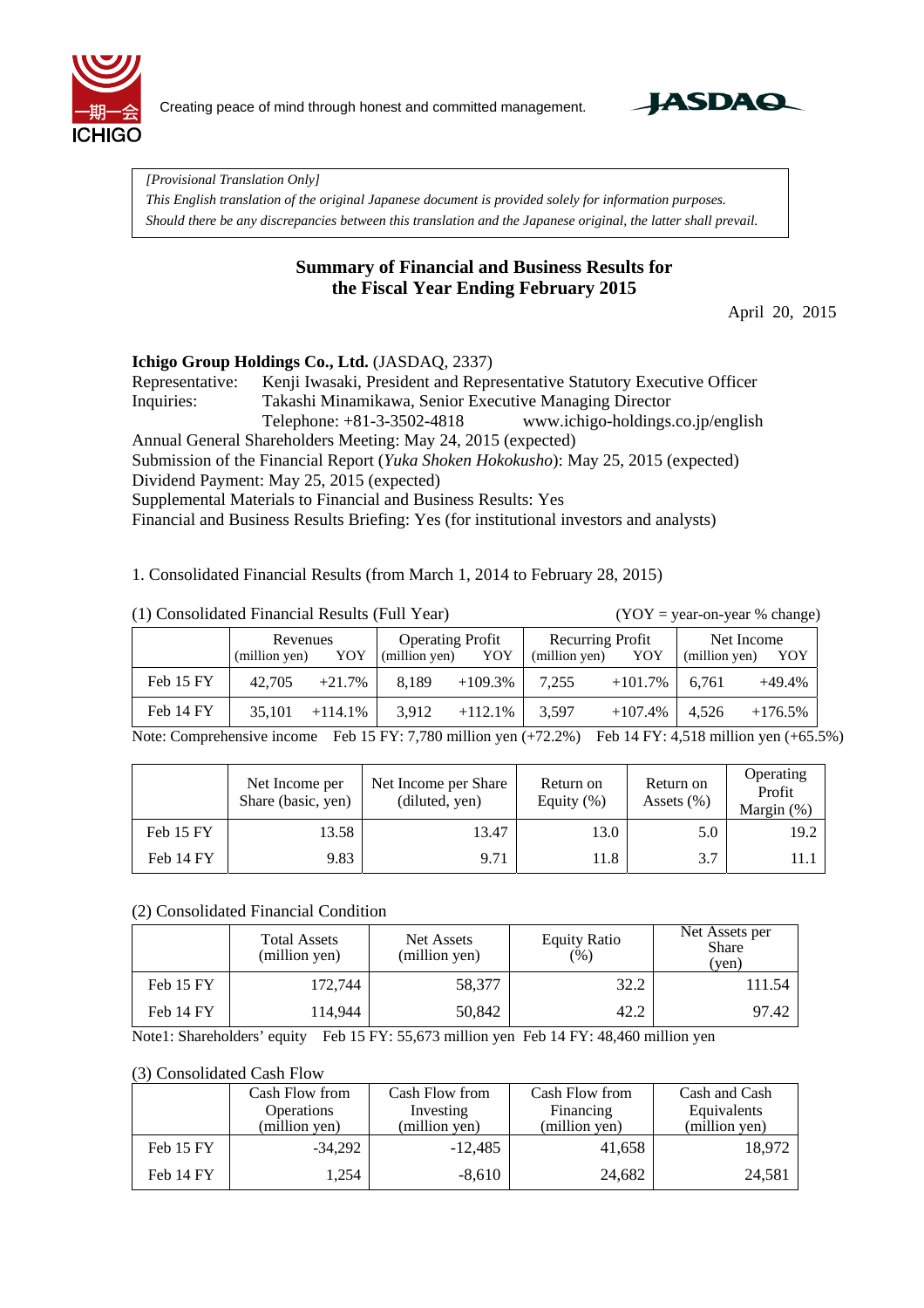Creating peace of mind through honest and committed management.

*[Provisional Translation Only]*
*This English translation of the original Japanese document is provided solely for information purposes.*
*Should there be any discrepancies between this translation and the Japanese original, the latter shall prevail.*

# Summary of Financial and Business Results for the Fiscal Year Ending February 2015

April 20, 2015

**Ichigo Group Holdings Co., Ltd.** (JASDAQ, 2337)
Representative: Kenji Iwasaki, President and Representative Statutory Executive Officer
Inquiries: Takashi Minamikawa, Senior Executive Managing Director
Telephone: +81-3-3502-4818 www.ichigo-holdings.co.jp/english
Annual General Shareholders Meeting: May 24, 2015 (expected)
Submission of the Financial Report (*Yuka Shoken Hokokusho*): May 25, 2015 (expected)
Dividend Payment: May 25, 2015 (expected)
Supplemental Materials to Financial and Business Results: Yes
Financial and Business Results Briefing: Yes (for institutional investors and analysts)

1. Consolidated Financial Results (from March 1, 2014 to February 28, 2015)

(1) Consolidated Financial Results (Full Year) (YOY = year-on-year % change)

| | Revenues (million yen) | YOY | Operating Profit (million yen) | YOY | Recurring Profit (million yen) | YOY | Net Income (million yen) | YOY |
|---|---|---|---|---|---|---|---|---|
| Feb 15 FY | 42,705 | +21.7% | 8,189 | +109.3% | 7,255 | +101.7% | 6,761 | +49.4% |
| Feb 14 FY | 35,101 | +114.1% | 3,912 | +112.1% | 3,597 | +107.4% | 4,526 | +176.5% |

Note: Comprehensive income Feb 15 FY: 7,780 million yen (+72.2%) Feb 14 FY: 4,518 million yen (+65.5%)

| | Net Income per Share (basic, yen) | Net Income per Share (diluted, yen) | Return on Equity (%) | Return on Assets (%) | Operating Profit Margin (%) |
|---|---|---|---|---|---|
| Feb 15 FY | 13.58 | 13.47 | 13.0 | 5.0 | 19.2 |
| Feb 14 FY | 9.83 | 9.71 | 11.8 | 3.7 | 11.1 |

(2) Consolidated Financial Condition

| | Total Assets (million yen) | Net Assets (million yen) | Equity Ratio (%) | Net Assets per Share (yen) |
|---|---|---|---|---|
| Feb 15 FY | 172,744 | 58,377 | 32.2 | 111.54 |
| Feb 14 FY | 114,944 | 50,842 | 42.2 | 97.42 |

Note1: Shareholders' equity Feb 15 FY: 55,673 million yen Feb 14 FY: 48,460 million yen

(3) Consolidated Cash Flow

| | Cash Flow from Operations (million yen) | Cash Flow from Investing (million yen) | Cash Flow from Financing (million yen) | Cash and Cash Equivalents (million yen) |
|---|---|---|---|---|
| Feb 15 FY | -34,292 | -12,485 | 41,658 | 18,972 |
| Feb 14 FY | 1,254 | -8,610 | 24,682 | 24,581 |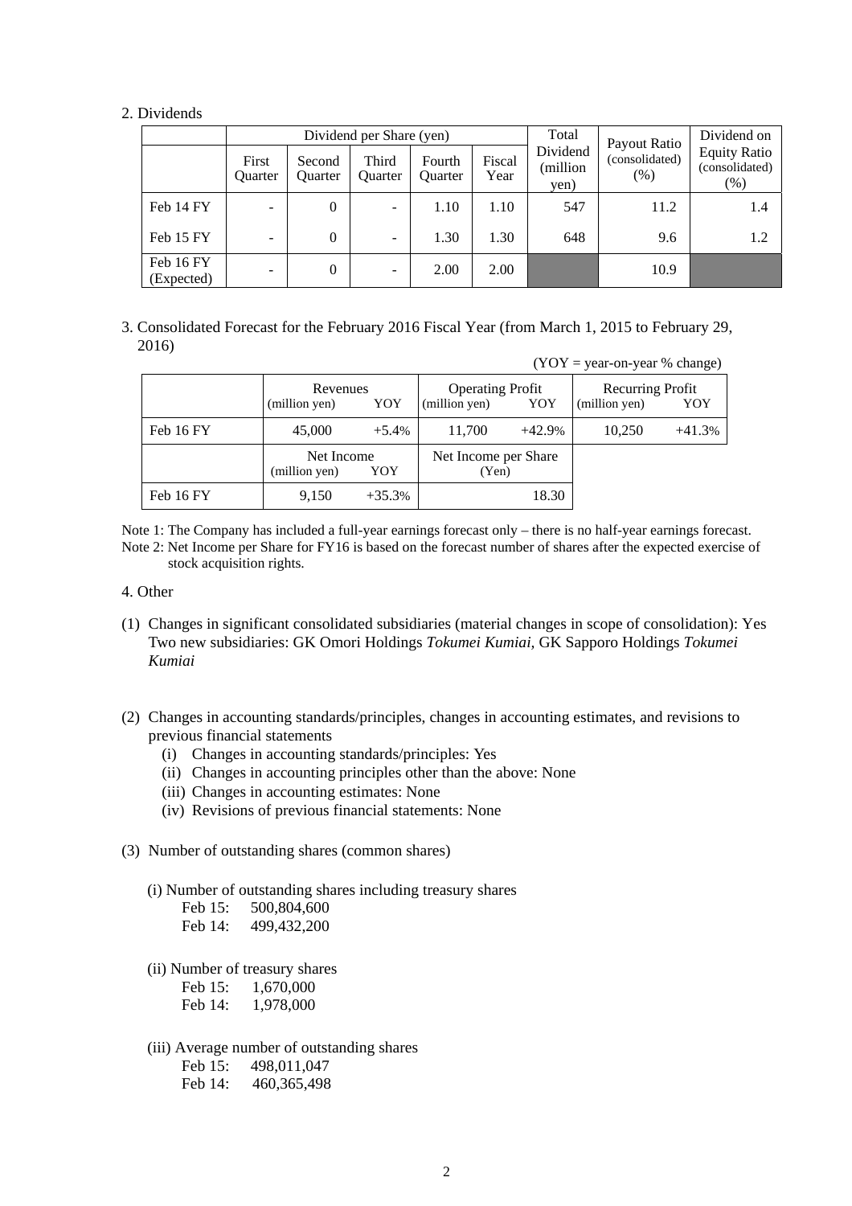2. Dividends

| | Dividend per Share (yen) | | | | | Total Dividend (million yen) | Payout Ratio (consolidated) (%) | Dividend on Equity Ratio (consolidated) (%) |
|---|---|---|---|---|---|---|---|---|
| | First Quarter | Second Quarter | Third Quarter | Fourth Quarter | Fiscal Year | | | |
| Feb 14 FY | - | 0 | - | 1.10 | 1.10 | 547 | 11.2 | 1.4 |
| Feb 15 FY | - | 0 | - | 1.30 | 1.30 | 648 | 9.6 | 1.2 |
| Feb 16 FY (Expected) | - | 0 | - | 2.00 | 2.00 | | 10.9 | |

3. Consolidated Forecast for the February 2016 Fiscal Year (from March 1, 2015 to February 29, 2016)

(YOY = year-on-year % change)

| | Revenues (million yen) | YOY | Operating Profit (million yen) | YOY | Recurring Profit (million yen) | YOY |
|---|---|---|---|---|---|---|
| Feb 16 FY | 45,000 | +5.4% | 11,700 | +42.9% | 10,250 | +41.3% |

| | Net Income (million yen) | YOY | Net Income per Share (Yen) |
|---|---|---|---|
| Feb 16 FY | 9,150 | +35.3% | 18.30 |

Note 1: The Company has included a full-year earnings forecast only – there is no half-year earnings forecast.
Note 2: Net Income per Share for FY16 is based on the forecast number of shares after the expected exercise of stock acquisition rights.

4. Other

(1) Changes in significant consolidated subsidiaries (material changes in scope of consolidation): Yes
Two new subsidiaries: GK Omori Holdings *Tokumei Kumiai*, GK Sapporo Holdings *Tokumei Kumiai*

(2) Changes in accounting standards/principles, changes in accounting estimates, and revisions to previous financial statements
- (i) Changes in accounting standards/principles: Yes
- (ii) Changes in accounting principles other than the above: None
- (iii) Changes in accounting estimates: None
- (iv) Revisions of previous financial statements: None

(3) Number of outstanding shares (common shares)

(i) Number of outstanding shares including treasury shares
Feb 15: 500,804,600
Feb 14: 499,432,200

(ii) Number of treasury shares
Feb 15: 1,670,000
Feb 14: 1,978,000

(iii) Average number of outstanding shares
Feb 15: 498,011,047
Feb 14: 460,365,498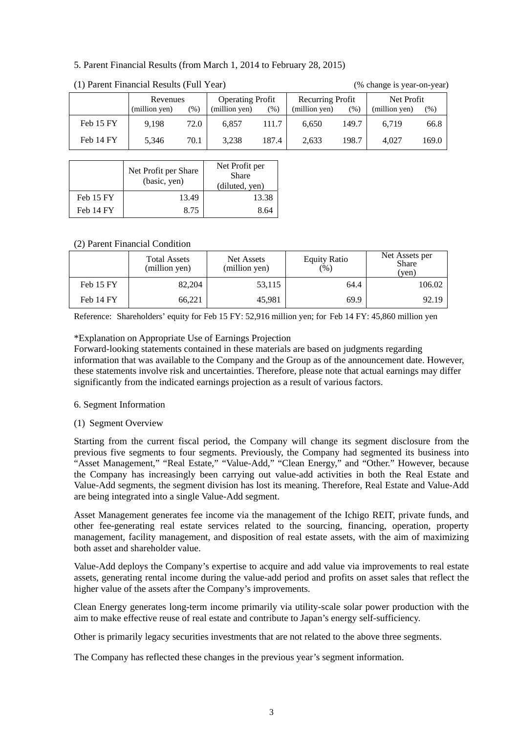5. Parent Financial Results (from March 1, 2014 to February 28, 2015)

(1) Parent Financial Results (Full Year) (% change is year-on-year)

| | Revenues | | Operating Profit | | Recurring Profit | | Net Profit | |
|---|---|---|---|---|---|---|---|---|
| | (million yen) | (%) | (million yen) | (%) | (million yen) | (%) | (million yen) | (%) |
| Feb 15 FY | 9,198 | 72.0 | 6,857 | 111.7 | 6,650 | 149.7 | 6,719 | 66.8 |
| Feb 14 FY | 5,346 | 70.1 | 3,238 | 187.4 | 2,633 | 198.7 | 4,027 | 169.0 |

| | Net Profit per Share (basic, yen) | Net Profit per Share (diluted, yen) |
|---|---|---|
| Feb 15 FY | 13.49 | 13.38 |
| Feb 14 FY | 8.75 | 8.64 |

(2) Parent Financial Condition

| | Total Assets (million yen) | Net Assets (million yen) | Equity Ratio (%) | Net Assets per Share (yen) |
|---|---|---|---|---|
| Feb 15 FY | 82,204 | 53,115 | 64.4 | 106.02 |
| Feb 14 FY | 66,221 | 45,981 | 69.9 | 92.19 |

Reference: Shareholders' equity for Feb 15 FY: 52,916 million yen; for Feb 14 FY: 45,860 million yen

*Explanation on Appropriate Use of Earnings Projection
Forward-looking statements contained in these materials are based on judgments regarding information that was available to the Company and the Group as of the announcement date. However, these statements involve risk and uncertainties. Therefore, please note that actual earnings may differ significantly from the indicated earnings projection as a result of various factors.

6. Segment Information

(1) Segment Overview

Starting from the current fiscal period, the Company will change its segment disclosure from the previous five segments to four segments. Previously, the Company had segmented its business into "Asset Management," "Real Estate," "Value-Add," "Clean Energy," and "Other." However, because the Company has increasingly been carrying out value-add activities in both the Real Estate and Value-Add segments, the segment division has lost its meaning. Therefore, Real Estate and Value-Add are being integrated into a single Value-Add segment.

Asset Management generates fee income via the management of the Ichigo REIT, private funds, and other fee-generating real estate services related to the sourcing, financing, operation, property management, facility management, and disposition of real estate assets, with the aim of maximizing both asset and shareholder value.

Value-Add deploys the Company's expertise to acquire and add value via improvements to real estate assets, generating rental income during the value-add period and profits on asset sales that reflect the higher value of the assets after the Company's improvements.

Clean Energy generates long-term income primarily via utility-scale solar power production with the aim to make effective reuse of real estate and contribute to Japan's energy self-sufficiency.

Other is primarily legacy securities investments that are not related to the above three segments.

The Company has reflected these changes in the previous year's segment information.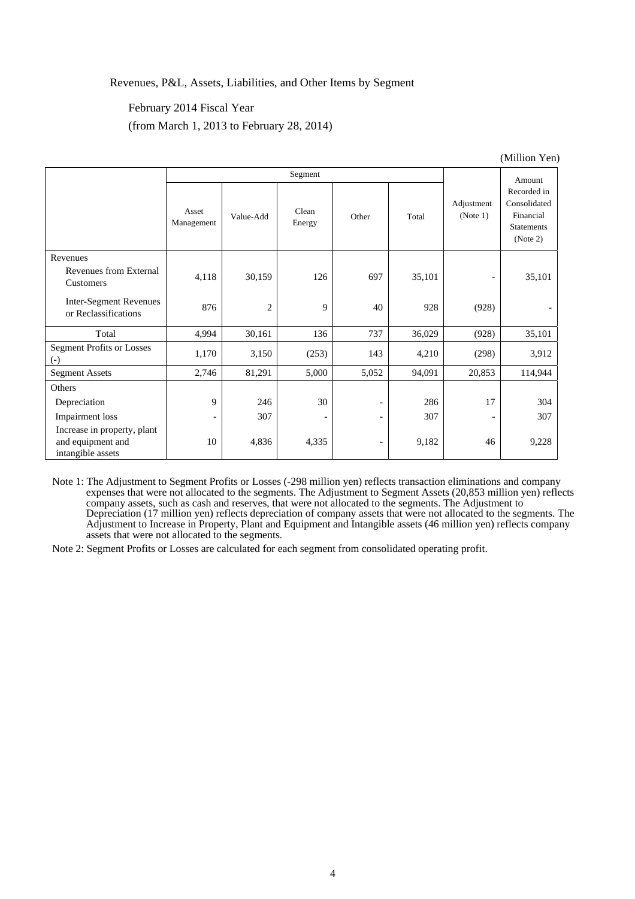Revenues, P&L, Assets, Liabilities, and Other Items by Segment

February 2014 Fiscal Year

(from March 1, 2013 to February 28, 2014)

(Million Yen)

| | Segment | | | | | Adjustment (Note 1) | Amount Recorded in Consolidated Financial Statements (Note 2) |
|---|---|---|---|---|---|---|---|
| | Asset Management | Value-Add | Clean Energy | Other | Total | | |
| Revenues | | | | | | | |
| Revenues from External Customers | 4,118 | 30,159 | 126 | 697 | 35,101 | - | 35,101 |
| Inter-Segment Revenues or Reclassifications | 876 | 2 | 9 | 40 | 928 | (928) | - |
| Total | 4,994 | 30,161 | 136 | 737 | 36,029 | (928) | 35,101 |
| Segment Profits or Losses (-) | 1,170 | 3,150 | (253) | 143 | 4,210 | (298) | 3,912 |
| Segment Assets | 2,746 | 81,291 | 5,000 | 5,052 | 94,091 | 20,853 | 114,944 |
| Others | | | | | | | |
| Depreciation | 9 | 246 | 30 | - | 286 | 17 | 304 |
| Impairment loss | - | 307 | - | - | 307 | - | 307 |
| Increase in property, plant and equipment and intangible assets | 10 | 4,836 | 4,335 | - | 9,182 | 46 | 9,228 |

Note 1: The Adjustment to Segment Profits or Losses (-298 million yen) reflects transaction eliminations and company expenses that were not allocated to the segments. The Adjustment to Segment Assets (20,853 million yen) reflects company assets, such as cash and reserves, that were not allocated to the segments. The Adjustment to Depreciation (17 million yen) reflects depreciation of company assets that were not allocated to the segments. The Adjustment to Increase in Property, Plant and Equipment and Intangible assets (46 million yen) reflects company assets that were not allocated to the segments.

Note 2: Segment Profits or Losses are calculated for each segment from consolidated operating profit.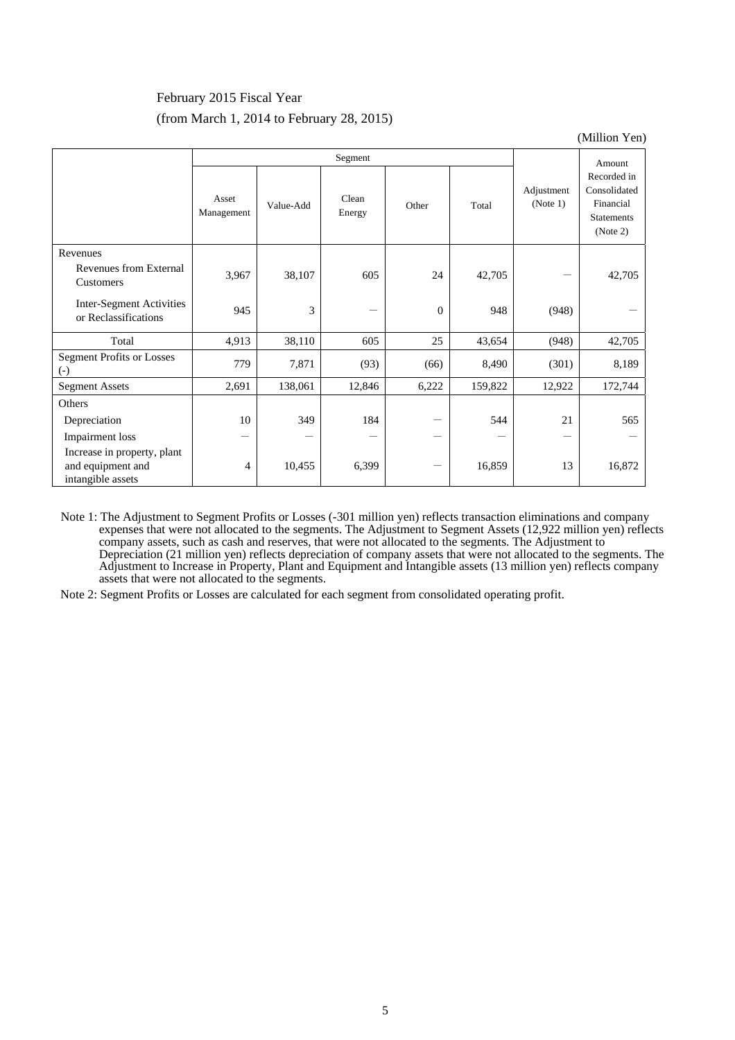February 2015 Fiscal Year

(from March 1, 2014 to February 28, 2015)

(Million Yen)

| | Segment | | | | | Adjustment (Note 1) | Amount Recorded in Consolidated Financial Statements (Note 2) |
|---|---|---|---|---|---|---|---|
| | Asset Management | Value-Add | Clean Energy | Other | Total | | |
| Revenues | | | | | | | |
| Revenues from External Customers | 3,967 | 38,107 | 605 | 24 | 42,705 | — | 42,705 |
| Inter-Segment Activities or Reclassifications | 945 | 3 | — | 0 | 948 | (948) | — |
| Total | 4,913 | 38,110 | 605 | 25 | 43,654 | (948) | 42,705 |
| Segment Profits or Losses (-) | 779 | 7,871 | (93) | (66) | 8,490 | (301) | 8,189 |
| Segment Assets | 2,691 | 138,061 | 12,846 | 6,222 | 159,822 | 12,922 | 172,744 |
| Others | | | | | | | |
| Depreciation | 10 | 349 | 184 | — | 544 | 21 | 565 |
| Impairment loss | — | — | — | — | — | — | — |
| Increase in property, plant and equipment and intangible assets | 4 | 10,455 | 6,399 | — | 16,859 | 13 | 16,872 |

Note 1: The Adjustment to Segment Profits or Losses (-301 million yen) reflects transaction eliminations and company expenses that were not allocated to the segments. The Adjustment to Segment Assets (12,922 million yen) reflects company assets, such as cash and reserves, that were not allocated to the segments. The Adjustment to Depreciation (21 million yen) reflects depreciation of company assets that were not allocated to the segments. The Adjustment to Increase in Property, Plant and Equipment and Intangible assets (13 million yen) reflects company assets that were not allocated to the segments.

Note 2: Segment Profits or Losses are calculated for each segment from consolidated operating profit.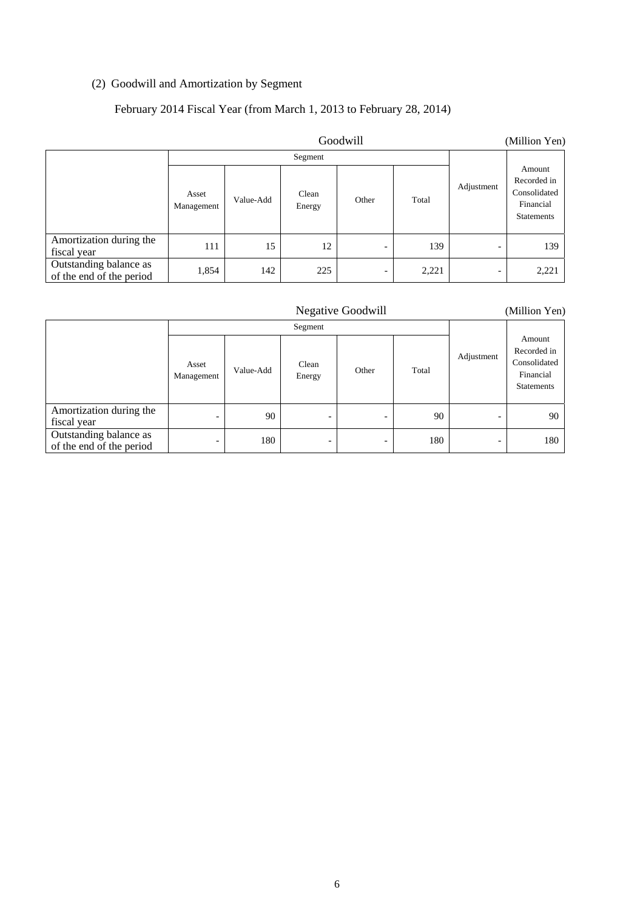(2) Goodwill and Amortization by Segment

February 2014 Fiscal Year (from March 1, 2013 to February 28, 2014)

Goodwill (Million Yen)

| | Segment | | | | | Adjustment | Amount Recorded in Consolidated Financial Statements |
|---|---|---|---|---|---|---|---|
| | Asset Management | Value-Add | Clean Energy | Other | Total | | |
| Amortization during the fiscal year | 111 | 15 | 12 | - | 139 | - | 139 |
| Outstanding balance as of the end of the period | 1,854 | 142 | 225 | - | 2,221 | - | 2,221 |

Negative Goodwill (Million Yen)

| | Segment | | | | | Adjustment | Amount Recorded in Consolidated Financial Statements |
|---|---|---|---|---|---|---|---|
| | Asset Management | Value-Add | Clean Energy | Other | Total | | |
| Amortization during the fiscal year | - | 90 | - | - | 90 | - | 90 |
| Outstanding balance as of the end of the period | - | 180 | - | - | 180 | - | 180 |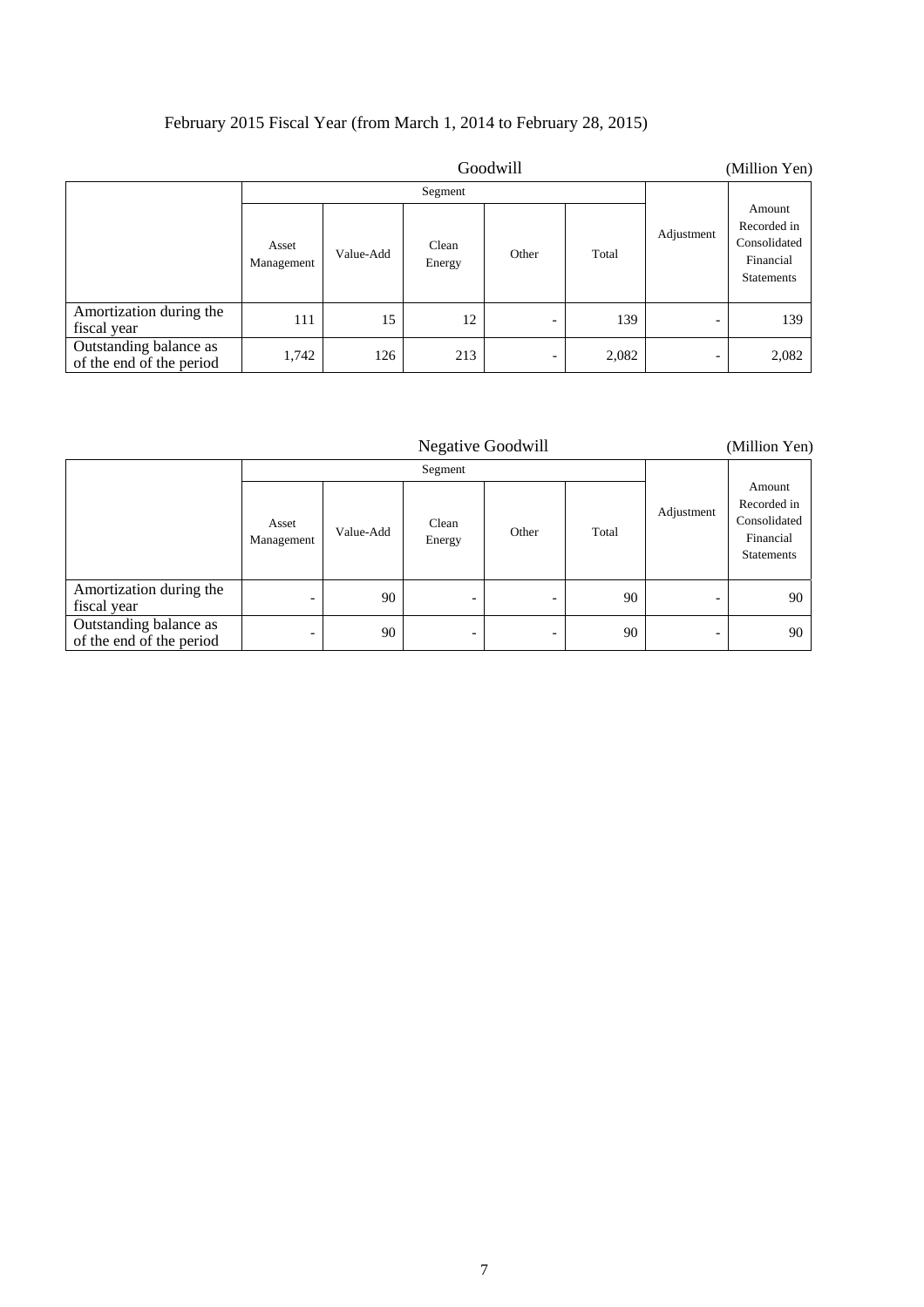February 2015 Fiscal Year (from March 1, 2014 to February 28, 2015)

Goodwill (Million Yen)

| | Segment | | | | | Adjustment | Amount Recorded in Consolidated Financial Statements |
|---|---|---|---|---|---|---|---|
| | Asset Management | Value-Add | Clean Energy | Other | Total | | |
| Amortization during the fiscal year | 111 | 15 | 12 | - | 139 | - | 139 |
| Outstanding balance as of the end of the period | 1,742 | 126 | 213 | - | 2,082 | - | 2,082 |

Negative Goodwill (Million Yen)

| | Segment | | | | | Adjustment | Amount Recorded in Consolidated Financial Statements |
|---|---|---|---|---|---|---|---|
| | Asset Management | Value-Add | Clean Energy | Other | Total | | |
| Amortization during the fiscal year | - | 90 | - | - | 90 | - | 90 |
| Outstanding balance as of the end of the period | - | 90 | - | - | 90 | - | 90 |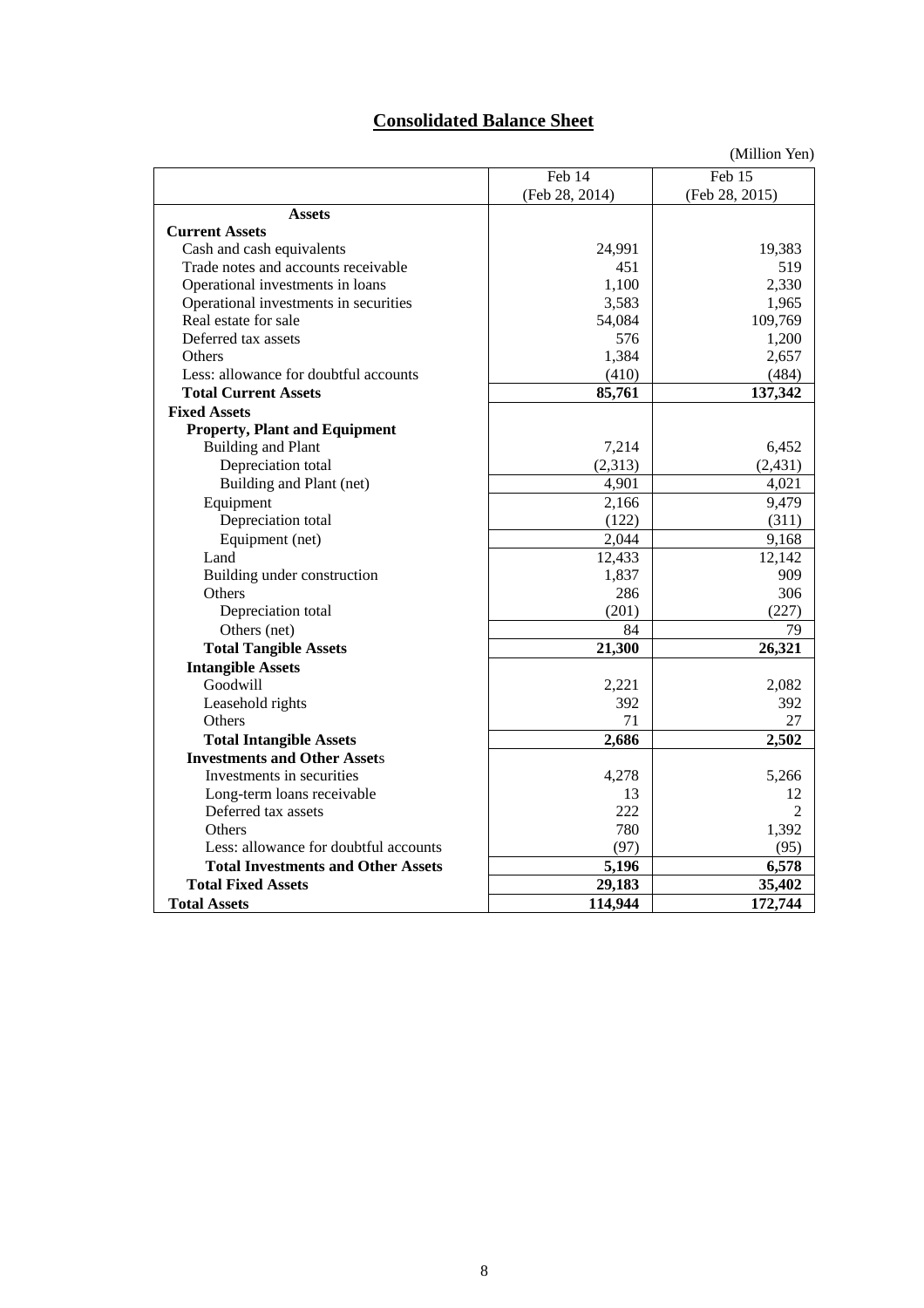## Consolidated Balance Sheet

(Million Yen)

| | Feb 14 (Feb 28, 2014) | Feb 15 (Feb 28, 2015) |
|---|---|---|
| **Assets** | | |
| **Current Assets** | | |
| Cash and cash equivalents | 24,991 | 19,383 |
| Trade notes and accounts receivable | 451 | 519 |
| Operational investments in loans | 1,100 | 2,330 |
| Operational investments in securities | 3,583 | 1,965 |
| Real estate for sale | 54,084 | 109,769 |
| Deferred tax assets | 576 | 1,200 |
| Others | 1,384 | 2,657 |
| Less: allowance for doubtful accounts | (410) | (484) |
| **Total Current Assets** | **85,761** | **137,342** |
| **Fixed Assets** | | |
| **Property, Plant and Equipment** | | |
| Building and Plant | 7,214 | 6,452 |
| Depreciation total | (2,313) | (2,431) |
| Building and Plant (net) | 4,901 | 4,021 |
| Equipment | 2,166 | 9,479 |
| Depreciation total | (122) | (311) |
| Equipment (net) | 2,044 | 9,168 |
| Land | 12,433 | 12,142 |
| Building under construction | 1,837 | 909 |
| Others | 286 | 306 |
| Depreciation total | (201) | (227) |
| Others (net) | 84 | 79 |
| **Total Tangible Assets** | **21,300** | **26,321** |
| **Intangible Assets** | | |
| Goodwill | 2,221 | 2,082 |
| Leasehold rights | 392 | 392 |
| Others | 71 | 27 |
| **Total Intangible Assets** | **2,686** | **2,502** |
| **Investments and Other Assets** | | |
| Investments in securities | 4,278 | 5,266 |
| Long-term loans receivable | 13 | 12 |
| Deferred tax assets | 222 | 2 |
| Others | 780 | 1,392 |
| Less: allowance for doubtful accounts | (97) | (95) |
| **Total Investments and Other Assets** | **5,196** | **6,578** |
| **Total Fixed Assets** | **29,183** | **35,402** |
| **Total Assets** | **114,944** | **172,744** |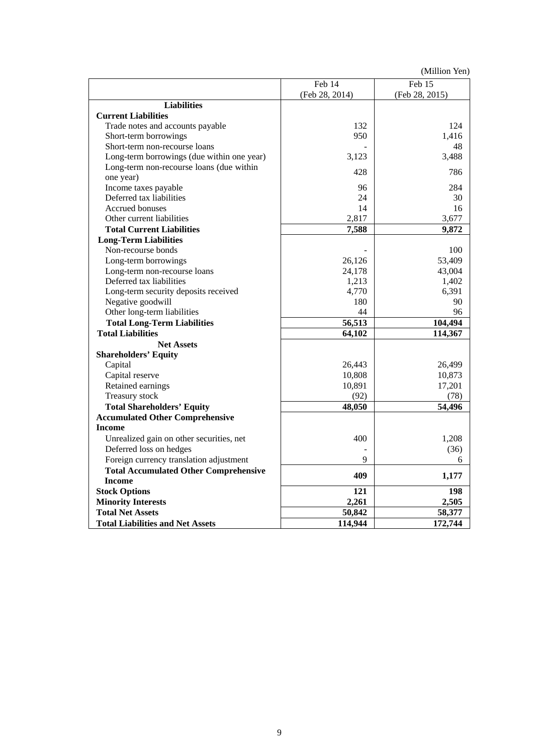(Million Yen)

| | Feb 14 (Feb 28, 2014) | Feb 15 (Feb 28, 2015) |
|---|---|---|
| **Liabilities** | | |
| **Current Liabilities** | | |
| Trade notes and accounts payable | 132 | 124 |
| Short-term borrowings | 950 | 1,416 |
| Short-term non-recourse loans | - | 48 |
| Long-term borrowings (due within one year) | 3,123 | 3,488 |
| Long-term non-recourse loans (due within one year) | 428 | 786 |
| Income taxes payable | 96 | 284 |
| Deferred tax liabilities | 24 | 30 |
| Accrued bonuses | 14 | 16 |
| Other current liabilities | 2,817 | 3,677 |
| **Total Current Liabilities** | **7,588** | **9,872** |
| **Long-Term Liabilities** | | |
| Non-recourse bonds | - | 100 |
| Long-term borrowings | 26,126 | 53,409 |
| Long-term non-recourse loans | 24,178 | 43,004 |
| Deferred tax liabilities | 1,213 | 1,402 |
| Long-term security deposits received | 4,770 | 6,391 |
| Negative goodwill | 180 | 90 |
| Other long-term liabilities | 44 | 96 |
| **Total Long-Term Liabilities** | **56,513** | **104,494** |
| **Total Liabilities** | **64,102** | **114,367** |
| **Net Assets** | | |
| **Shareholders' Equity** | | |
| Capital | 26,443 | 26,499 |
| Capital reserve | 10,808 | 10,873 |
| Retained earnings | 10,891 | 17,201 |
| Treasury stock | (92) | (78) |
| **Total Shareholders' Equity** | **48,050** | **54,496** |
| **Accumulated Other Comprehensive Income** | | |
| Unrealized gain on other securities, net | 400 | 1,208 |
| Deferred loss on hedges | - | (36) |
| Foreign currency translation adjustment | 9 | 6 |
| **Total Accumulated Other Comprehensive Income** | **409** | **1,177** |
| **Stock Options** | **121** | **198** |
| **Minority Interests** | **2,261** | **2,505** |
| **Total Net Assets** | **50,842** | **58,377** |
| **Total Liabilities and Net Assets** | **114,944** | **172,744** |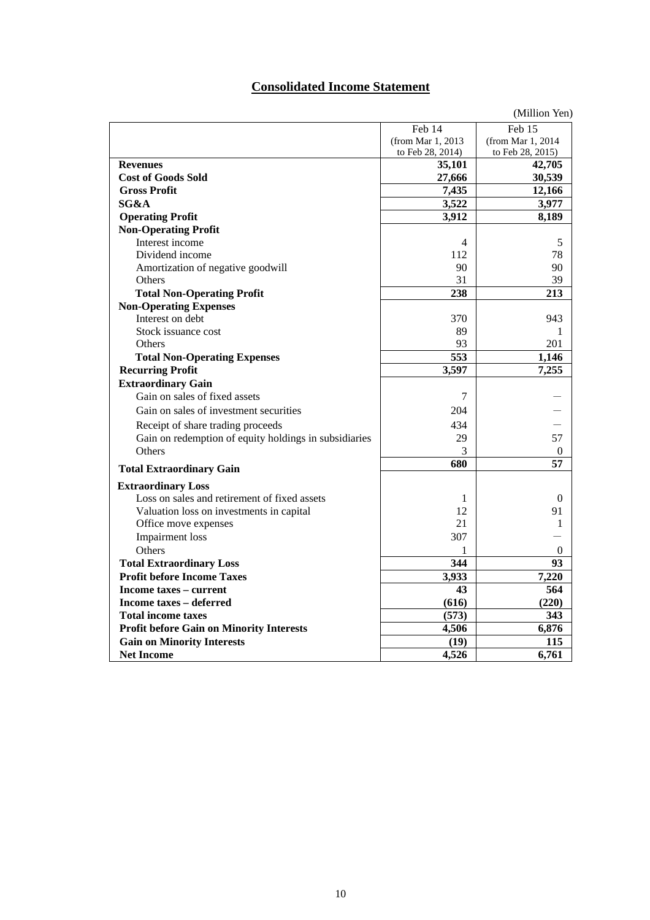## Consolidated Income Statement

(Million Yen)

| | Feb 14 (from Mar 1, 2013 to Feb 28, 2014) | Feb 15 (from Mar 1, 2014 to Feb 28, 2015) |
|---|---|---|
| **Revenues** | **35,101** | **42,705** |
| **Cost of Goods Sold** | **27,666** | **30,539** |
| **Gross Profit** | **7,435** | **12,166** |
| **SG&A** | **3,522** | **3,977** |
| **Operating Profit** | **3,912** | **8,189** |
| **Non-Operating Profit** | | |
| Interest income | 4 | 5 |
| Dividend income | 112 | 78 |
| Amortization of negative goodwill | 90 | 90 |
| Others | 31 | 39 |
| **Total Non-Operating Profit** | **238** | **213** |
| **Non-Operating Expenses** | | |
| Interest on debt | 370 | 943 |
| Stock issuance cost | 89 | 1 |
| Others | 93 | 201 |
| **Total Non-Operating Expenses** | **553** | **1,146** |
| **Recurring Profit** | **3,597** | **7,255** |
| **Extraordinary Gain** | | |
| Gain on sales of fixed assets | 7 | — |
| Gain on sales of investment securities | 204 | — |
| Receipt of share trading proceeds | 434 | — |
| Gain on redemption of equity holdings in subsidiaries | 29 | 57 |
| Others | 3 | 0 |
| **Total Extraordinary Gain** | **680** | **57** |
| **Extraordinary Loss** | | |
| Loss on sales and retirement of fixed assets | 1 | 0 |
| Valuation loss on investments in capital | 12 | 91 |
| Office move expenses | 21 | 1 |
| Impairment loss | 307 | — |
| Others | 1 | 0 |
| **Total Extraordinary Loss** | **344** | **93** |
| **Profit before Income Taxes** | **3,933** | **7,220** |
| **Income taxes – current** | **43** | **564** |
| **Income taxes – deferred** | **(616)** | **(220)** |
| **Total income taxes** | **(573)** | **343** |
| **Profit before Gain on Minority Interests** | **4,506** | **6,876** |
| **Gain on Minority Interests** | **(19)** | **115** |
| **Net Income** | **4,526** | **6,761** |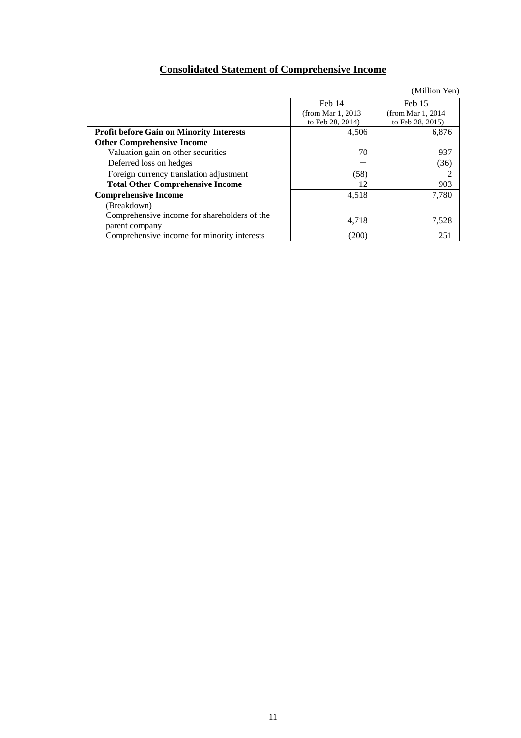# Consolidated Statement of Comprehensive Income

(Million Yen)

| | Feb 14 (from Mar 1, 2013 to Feb 28, 2014) | Feb 15 (from Mar 1, 2014 to Feb 28, 2015) |
|---|---|---|
| **Profit before Gain on Minority Interests** | 4,506 | 6,876 |
| **Other Comprehensive Income** | | |
| Valuation gain on other securities | 70 | 937 |
| Deferred loss on hedges | — | (36) |
| Foreign currency translation adjustment | (58) | 2 |
| **Total Other Comprehensive Income** | 12 | 903 |
| **Comprehensive Income** | 4,518 | 7,780 |
| (Breakdown) | | |
| Comprehensive income for shareholders of the parent company | 4,718 | 7,528 |
| Comprehensive income for minority interests | (200) | 251 |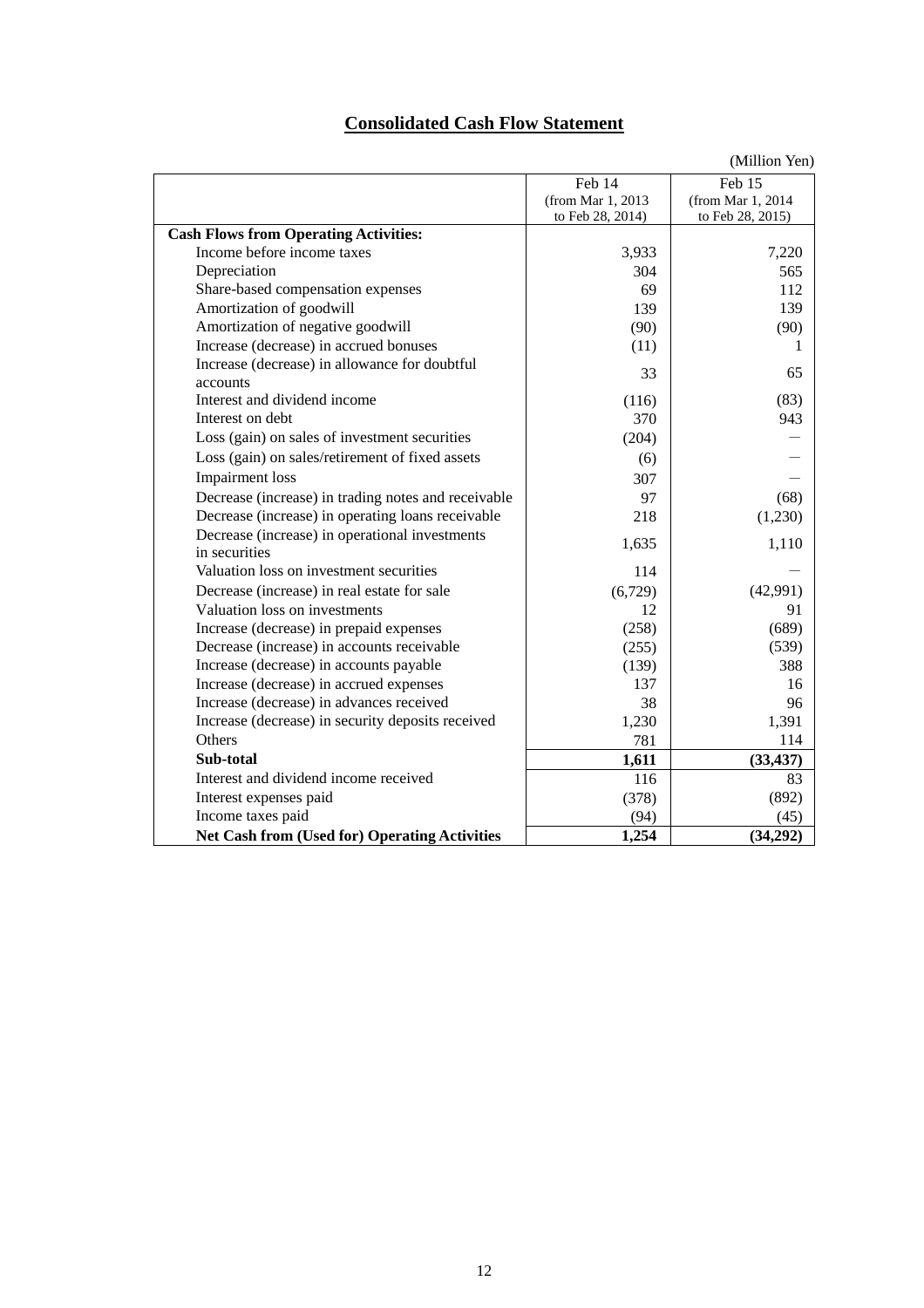## Consolidated Cash Flow Statement

(Million Yen)

| | Feb 14 (from Mar 1, 2013 to Feb 28, 2014) | Feb 15 (from Mar 1, 2014 to Feb 28, 2015) |
|---|---|---|
| **Cash Flows from Operating Activities:** | | |
| Income before income taxes | 3,933 | 7,220 |
| Depreciation | 304 | 565 |
| Share-based compensation expenses | 69 | 112 |
| Amortization of goodwill | 139 | 139 |
| Amortization of negative goodwill | (90) | (90) |
| Increase (decrease) in accrued bonuses | (11) | 1 |
| Increase (decrease) in allowance for doubtful accounts | 33 | 65 |
| Interest and dividend income | (116) | (83) |
| Interest on debt | 370 | 943 |
| Loss (gain) on sales of investment securities | (204) | — |
| Loss (gain) on sales/retirement of fixed assets | (6) | — |
| Impairment loss | 307 | — |
| Decrease (increase) in trading notes and receivable | 97 | (68) |
| Decrease (increase) in operating loans receivable | 218 | (1,230) |
| Decrease (increase) in operational investments in securities | 1,635 | 1,110 |
| Valuation loss on investment securities | 114 | — |
| Decrease (increase) in real estate for sale | (6,729) | (42,991) |
| Valuation loss on investments | 12 | 91 |
| Increase (decrease) in prepaid expenses | (258) | (689) |
| Decrease (increase) in accounts receivable | (255) | (539) |
| Increase (decrease) in accounts payable | (139) | 388 |
| Increase (decrease) in accrued expenses | 137 | 16 |
| Increase (decrease) in advances received | 38 | 96 |
| Increase (decrease) in security deposits received | 1,230 | 1,391 |
| Others | 781 | 114 |
| **Sub-total** | **1,611** | **(33,437)** |
| Interest and dividend income received | 116 | 83 |
| Interest expenses paid | (378) | (892) |
| Income taxes paid | (94) | (45) |
| **Net Cash from (Used for) Operating Activities** | **1,254** | **(34,292)** |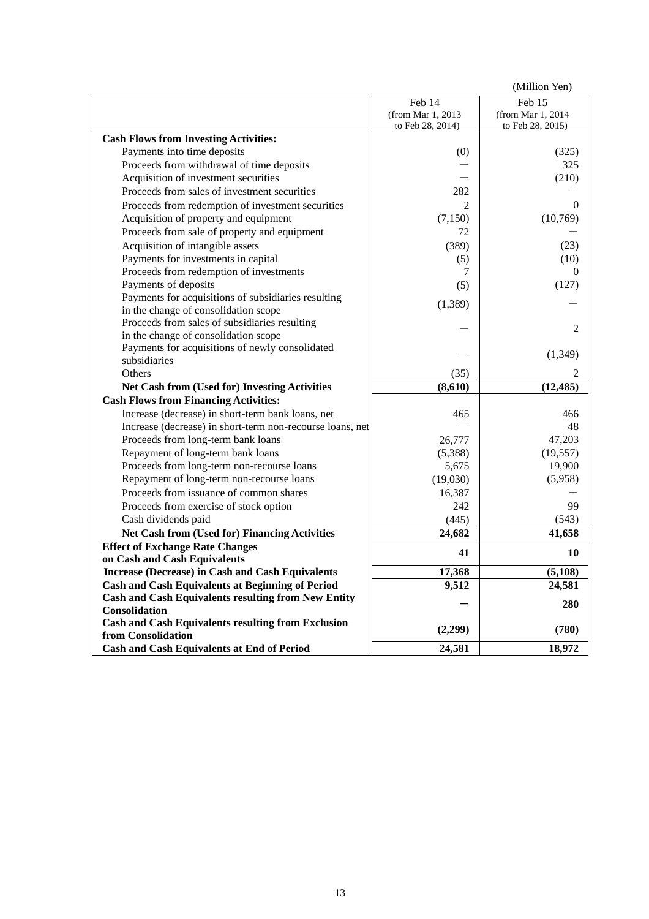(Million Yen)

| | Feb 14 (from Mar 1, 2013 to Feb 28, 2014) | Feb 15 (from Mar 1, 2014 to Feb 28, 2015) |
|---|---|---|
| **Cash Flows from Investing Activities:** | | |
| Payments into time deposits | (0) | (325) |
| Proceeds from withdrawal of time deposits | — | 325 |
| Acquisition of investment securities | — | (210) |
| Proceeds from sales of investment securities | 282 | — |
| Proceeds from redemption of investment securities | 2 | 0 |
| Acquisition of property and equipment | (7,150) | (10,769) |
| Proceeds from sale of property and equipment | 72 | — |
| Acquisition of intangible assets | (389) | (23) |
| Payments for investments in capital | (5) | (10) |
| Proceeds from redemption of investments | 7 | 0 |
| Payments of deposits | (5) | (127) |
| Payments for acquisitions of subsidiaries resulting in the change of consolidation scope | (1,389) | — |
| Proceeds from sales of subsidiaries resulting in the change of consolidation scope | — | 2 |
| Payments for acquisitions of newly consolidated subsidiaries | — | (1,349) |
| Others | (35) | 2 |
| **Net Cash from (Used for) Investing Activities** | **(8,610)** | **(12,485)** |
| **Cash Flows from Financing Activities:** | | |
| Increase (decrease) in short-term bank loans, net | 465 | 466 |
| Increase (decrease) in short-term non-recourse loans, net | — | 48 |
| Proceeds from long-term bank loans | 26,777 | 47,203 |
| Repayment of long-term bank loans | (5,388) | (19,557) |
| Proceeds from long-term non-recourse loans | 5,675 | 19,900 |
| Repayment of long-term non-recourse loans | (19,030) | (5,958) |
| Proceeds from issuance of common shares | 16,387 | — |
| Proceeds from exercise of stock option | 242 | 99 |
| Cash dividends paid | (445) | (543) |
| **Net Cash from (Used for) Financing Activities** | **24,682** | **41,658** |
| **Effect of Exchange Rate Changes on Cash and Cash Equivalents** | **41** | **10** |
| **Increase (Decrease) in Cash and Cash Equivalents** | **17,368** | **(5,108)** |
| **Cash and Cash Equivalents at Beginning of Period** | **9,512** | **24,581** |
| **Cash and Cash Equivalents resulting from New Entity Consolidation** | **—** | **280** |
| **Cash and Cash Equivalents resulting from Exclusion from Consolidation** | **(2,299)** | **(780)** |
| **Cash and Cash Equivalents at End of Period** | **24,581** | **18,972** |